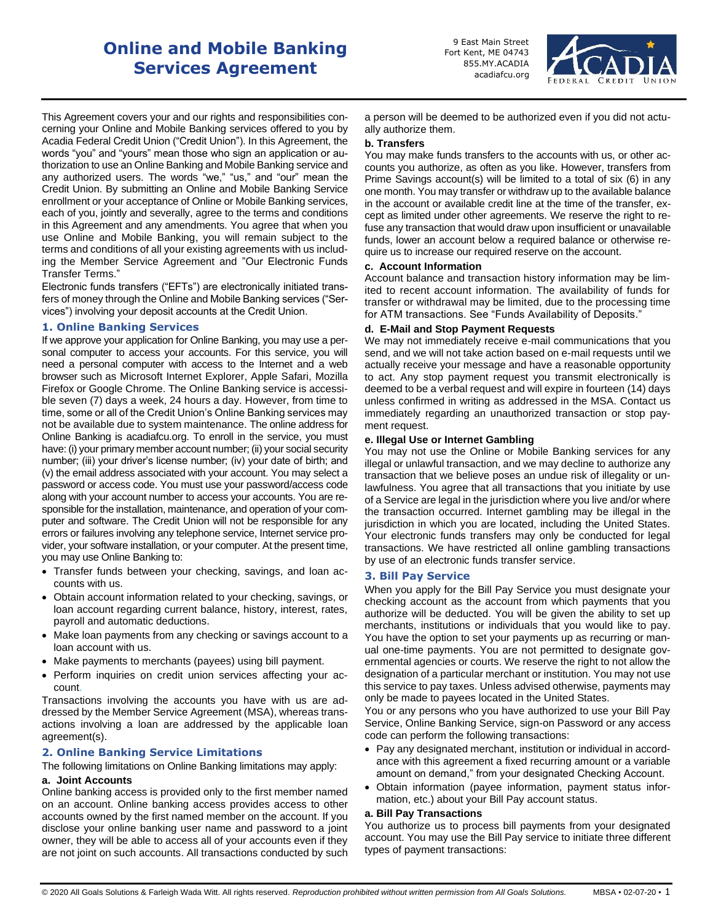# Online and Mobile Banking Services Agreement

9 East Main Street
Fort Kent, ME 04743
855.MY.ACADIA
acadiafcu.org

This Agreement covers your and our rights and responsibilities concerning your Online and Mobile Banking services offered to you by Acadia Federal Credit Union ("Credit Union"). In this Agreement, the words "you" and "yours" mean those who sign an application or authorization to use an Online Banking and Mobile Banking service and any authorized users. The words "we," "us," and "our" mean the Credit Union. By submitting an Online and Mobile Banking Service enrollment or your acceptance of Online or Mobile Banking services, each of you, jointly and severally, agree to the terms and conditions in this Agreement and any amendments. You agree that when you use Online and Mobile Banking, you will remain subject to the terms and conditions of all your existing agreements with us including the Member Service Agreement and "Our Electronic Funds Transfer Terms."

Electronic funds transfers ("EFTs") are electronically initiated transfers of money through the Online and Mobile Banking services ("Services") involving your deposit accounts at the Credit Union.

## 1. Online Banking Services

If we approve your application for Online Banking, you may use a personal computer to access your accounts. For this service, you will need a personal computer with access to the Internet and a web browser such as Microsoft Internet Explorer, Apple Safari, Mozilla Firefox or Google Chrome. The Online Banking service is accessible seven (7) days a week, 24 hours a day. However, from time to time, some or all of the Credit Union's Online Banking services may not be available due to system maintenance. The online address for Online Banking is acadiafcu.org. To enroll in the service, you must have: (i) your primary member account number; (ii) your social security number; (iii) your driver's license number; (iv) your date of birth; and (v) the email address associated with your account. You may select a password or access code. You must use your password/access code along with your account number to access your accounts. You are responsible for the installation, maintenance, and operation of your computer and software. The Credit Union will not be responsible for any errors or failures involving any telephone service, Internet service provider, your software installation, or your computer. At the present time, you may use Online Banking to:

- Transfer funds between your checking, savings, and loan accounts with us.
- Obtain account information related to your checking, savings, or loan account regarding current balance, history, interest, rates, payroll and automatic deductions.
- Make loan payments from any checking or savings account to a loan account with us.
- Make payments to merchants (payees) using bill payment.
- Perform inquiries on credit union services affecting your account.

Transactions involving the accounts you have with us are addressed by the Member Service Agreement (MSA), whereas transactions involving a loan are addressed by the applicable loan agreement(s).

## 2. Online Banking Service Limitations

The following limitations on Online Banking limitations may apply:

### a. Joint Accounts

Online banking access is provided only to the first member named on an account. Online banking access provides access to other accounts owned by the first named member on the account. If you disclose your online banking user name and password to a joint owner, they will be able to access all of your accounts even if they are not joint on such accounts. All transactions conducted by such a person will be deemed to be authorized even if you did not actually authorize them.

### b. Transfers

You may make funds transfers to the accounts with us, or other accounts you authorize, as often as you like. However, transfers from Prime Savings account(s) will be limited to a total of six (6) in any one month. You may transfer or withdraw up to the available balance in the account or available credit line at the time of the transfer, except as limited under other agreements. We reserve the right to refuse any transaction that would draw upon insufficient or unavailable funds, lower an account below a required balance or otherwise require us to increase our required reserve on the account.

### c. Account Information

Account balance and transaction history information may be limited to recent account information. The availability of funds for transfer or withdrawal may be limited, due to the processing time for ATM transactions. See "Funds Availability of Deposits."

### d. E-Mail and Stop Payment Requests

We may not immediately receive e-mail communications that you send, and we will not take action based on e-mail requests until we actually receive your message and have a reasonable opportunity to act. Any stop payment request you transmit electronically is deemed to be a verbal request and will expire in fourteen (14) days unless confirmed in writing as addressed in the MSA. Contact us immediately regarding an unauthorized transaction or stop payment request.

### e. Illegal Use or Internet Gambling

You may not use the Online or Mobile Banking services for any illegal or unlawful transaction, and we may decline to authorize any transaction that we believe poses an undue risk of illegality or unlawfulness. You agree that all transactions that you initiate by use of a Service are legal in the jurisdiction where you live and/or where the transaction occurred. Internet gambling may be illegal in the jurisdiction in which you are located, including the United States. Your electronic funds transfers may only be conducted for legal transactions. We have restricted all online gambling transactions by use of an electronic funds transfer service.

## 3. Bill Pay Service

When you apply for the Bill Pay Service you must designate your checking account as the account from which payments that you authorize will be deducted. You will be given the ability to set up merchants, institutions or individuals that you would like to pay. You have the option to set your payments up as recurring or manual one-time payments. You are not permitted to designate governmental agencies or courts. We reserve the right to not allow the designation of a particular merchant or institution. You may not use this service to pay taxes. Unless advised otherwise, payments may only be made to payees located in the United States.

You or any persons who you have authorized to use your Bill Pay Service, Online Banking Service, sign-on Password or any access code can perform the following transactions:

- Pay any designated merchant, institution or individual in accordance with this agreement a fixed recurring amount or a variable amount on demand," from your designated Checking Account.
- Obtain information (payee information, payment status information, etc.) about your Bill Pay account status.

### a. Bill Pay Transactions

You authorize us to process bill payments from your designated account. You may use the Bill Pay service to initiate three different types of payment transactions: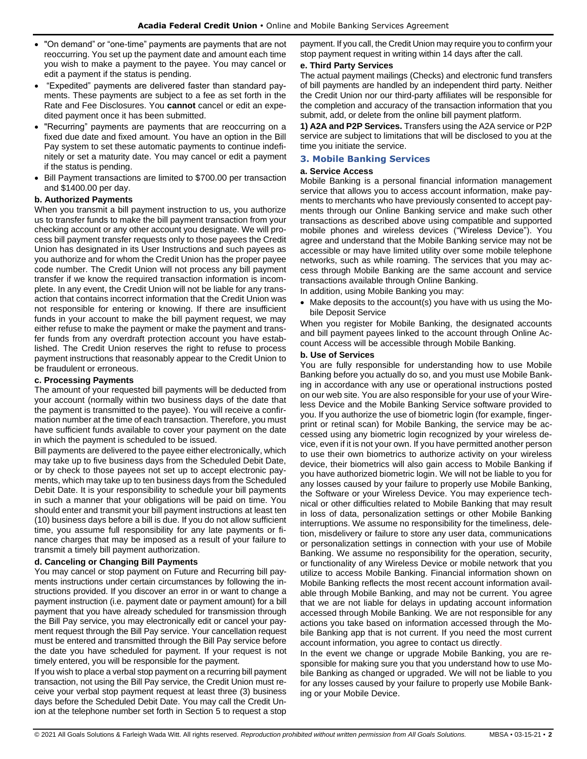- "On demand" or "one-time" payments are payments that are not reoccurring. You set up the payment date and amount each time you wish to make a payment to the payee. You may cancel or edit a payment if the status is pending.
- "Expedited" payments are delivered faster than standard payments. These payments are subject to a fee as set forth in the Rate and Fee Disclosures. You **cannot** cancel or edit an expedited payment once it has been submitted.
- "Recurring" payments are payments that are reoccurring on a fixed due date and fixed amount. You have an option in the Bill Pay system to set these automatic payments to continue indefinitely or set a maturity date. You may cancel or edit a payment if the status is pending.
- Bill Payment transactions are limited to $700.00 per transaction and $1400.00 per day.

**b. Authorized Payments**

When you transmit a bill payment instruction to us, you authorize us to transfer funds to make the bill payment transaction from your checking account or any other account you designate. We will process bill payment transfer requests only to those payees the Credit Union has designated in its User Instructions and such payees as you authorize and for whom the Credit Union has the proper payee code number. The Credit Union will not process any bill payment transfer if we know the required transaction information is incomplete. In any event, the Credit Union will not be liable for any transaction that contains incorrect information that the Credit Union was not responsible for entering or knowing. If there are insufficient funds in your account to make the bill payment request, we may either refuse to make the payment or make the payment and transfer funds from any overdraft protection account you have established. The Credit Union reserves the right to refuse to process payment instructions that reasonably appear to the Credit Union to be fraudulent or erroneous.

**c. Processing Payments**

The amount of your requested bill payments will be deducted from your account (normally within two business days of the date that the payment is transmitted to the payee). You will receive a confirmation number at the time of each transaction. Therefore, you must have sufficient funds available to cover your payment on the date in which the payment is scheduled to be issued.

Bill payments are delivered to the payee either electronically, which may take up to five business days from the Scheduled Debit Date, or by check to those payees not set up to accept electronic payments, which may take up to ten business days from the Scheduled Debit Date. It is your responsibility to schedule your bill payments in such a manner that your obligations will be paid on time. You should enter and transmit your bill payment instructions at least ten (10) business days before a bill is due. If you do not allow sufficient time, you assume full responsibility for any late payments or finance charges that may be imposed as a result of your failure to transmit a timely bill payment authorization.

**d. Canceling or Changing Bill Payments**

You may cancel or stop payment on Future and Recurring bill payments instructions under certain circumstances by following the instructions provided. If you discover an error in or want to change a payment instruction (i.e. payment date or payment amount) for a bill payment that you have already scheduled for transmission through the Bill Pay service, you may electronically edit or cancel your payment request through the Bill Pay service. Your cancellation request must be entered and transmitted through the Bill Pay service before the date you have scheduled for payment. If your request is not timely entered, you will be responsible for the payment.

If you wish to place a verbal stop payment on a recurring bill payment transaction, not using the Bill Pay service, the Credit Union must receive your verbal stop payment request at least three (3) business days before the Scheduled Debit Date. You may call the Credit Union at the telephone number set forth in Section 5 to request a stop payment. If you call, the Credit Union may require you to confirm your stop payment request in writing within 14 days after the call.

**e. Third Party Services**

The actual payment mailings (Checks) and electronic fund transfers of bill payments are handled by an independent third party. Neither the Credit Union nor our third-party affiliates will be responsible for the completion and accuracy of the transaction information that you submit, add, or delete from the online bill payment platform.

**1) A2A and P2P Services.** Transfers using the A2A service or P2P service are subject to limitations that will be disclosed to you at the time you initiate the service.

## 3. Mobile Banking Services

**a. Service Access**

Mobile Banking is a personal financial information management service that allows you to access account information, make payments to merchants who have previously consented to accept payments through our Online Banking service and make such other transactions as described above using compatible and supported mobile phones and wireless devices ("Wireless Device"). You agree and understand that the Mobile Banking service may not be accessible or may have limited utility over some mobile telephone networks, such as while roaming. The services that you may access through Mobile Banking are the same account and service transactions available through Online Banking.

In addition, using Mobile Banking you may:

- Make deposits to the account(s) you have with us using the Mobile Deposit Service

When you register for Mobile Banking, the designated accounts and bill payment payees linked to the account through Online Account Access will be accessible through Mobile Banking.

**b. Use of Services**

You are fully responsible for understanding how to use Mobile Banking before you actually do so, and you must use Mobile Banking in accordance with any use or operational instructions posted on our web site. You are also responsible for your use of your Wireless Device and the Mobile Banking Service software provided to you. If you authorize the use of biometric login (for example, fingerprint or retinal scan) for Mobile Banking, the service may be accessed using any biometric login recognized by your wireless device, even if it is not your own. If you have permitted another person to use their own biometrics to authorize activity on your wireless device, their biometrics will also gain access to Mobile Banking if you have authorized biometric login. We will not be liable to you for any losses caused by your failure to properly use Mobile Banking, the Software or your Wireless Device. You may experience technical or other difficulties related to Mobile Banking that may result in loss of data, personalization settings or other Mobile Banking interruptions. We assume no responsibility for the timeliness, deletion, misdelivery or failure to store any user data, communications or personalization settings in connection with your use of Mobile Banking. We assume no responsibility for the operation, security, or functionality of any Wireless Device or mobile network that you utilize to access Mobile Banking. Financial information shown on Mobile Banking reflects the most recent account information available through Mobile Banking, and may not be current. You agree that we are not liable for delays in updating account information accessed through Mobile Banking. We are not responsible for any actions you take based on information accessed through the Mobile Banking app that is not current. If you need the most current account information, you agree to contact us directly.

In the event we change or upgrade Mobile Banking, you are responsible for making sure you that you understand how to use Mobile Banking as changed or upgraded. We will not be liable to you for any losses caused by your failure to properly use Mobile Banking or your Mobile Device.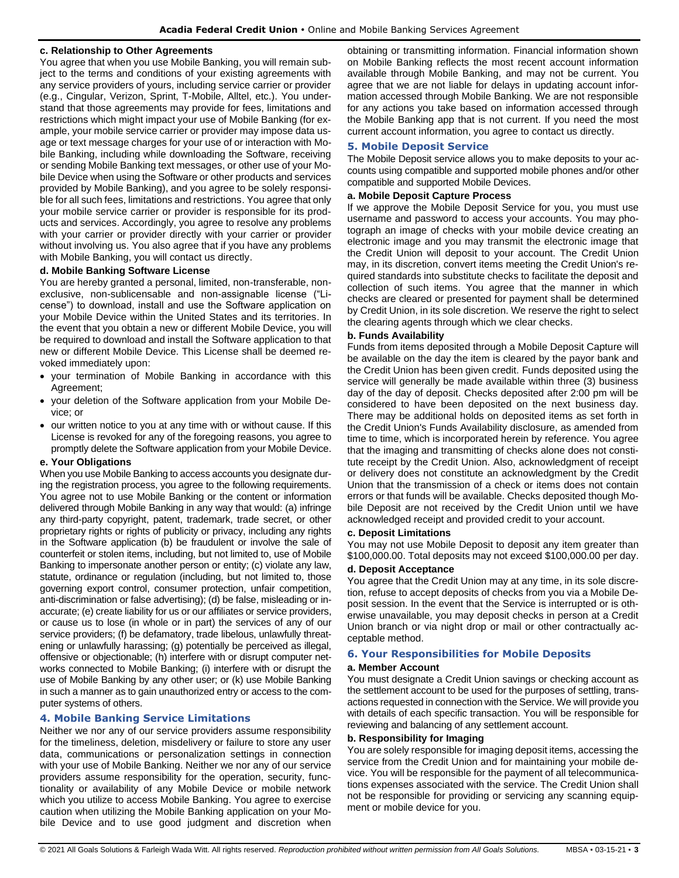**c. Relationship to Other Agreements**

You agree that when you use Mobile Banking, you will remain subject to the terms and conditions of your existing agreements with any service providers of yours, including service carrier or provider (e.g., Cingular, Verizon, Sprint, T-Mobile, Alltel, etc.). You understand that those agreements may provide for fees, limitations and restrictions which might impact your use of Mobile Banking (for example, your mobile service carrier or provider may impose data usage or text message charges for your use of or interaction with Mobile Banking, including while downloading the Software, receiving or sending Mobile Banking text messages, or other use of your Mobile Device when using the Software or other products and services provided by Mobile Banking), and you agree to be solely responsible for all such fees, limitations and restrictions. You agree that only your mobile service carrier or provider is responsible for its products and services. Accordingly, you agree to resolve any problems with your carrier or provider directly with your carrier or provider without involving us. You also agree that if you have any problems with Mobile Banking, you will contact us directly.

**d. Mobile Banking Software License**

You are hereby granted a personal, limited, non-transferable, non-exclusive, non-sublicensable and non-assignable license ("License") to download, install and use the Software application on your Mobile Device within the United States and its territories. In the event that you obtain a new or different Mobile Device, you will be required to download and install the Software application to that new or different Mobile Device. This License shall be deemed revoked immediately upon:

- your termination of Mobile Banking in accordance with this Agreement;
- your deletion of the Software application from your Mobile Device; or
- our written notice to you at any time with or without cause. If this License is revoked for any of the foregoing reasons, you agree to promptly delete the Software application from your Mobile Device.

**e. Your Obligations**

When you use Mobile Banking to access accounts you designate during the registration process, you agree to the following requirements. You agree not to use Mobile Banking or the content or information delivered through Mobile Banking in any way that would: (a) infringe any third-party copyright, patent, trademark, trade secret, or other proprietary rights or rights of publicity or privacy, including any rights in the Software application (b) be fraudulent or involve the sale of counterfeit or stolen items, including, but not limited to, use of Mobile Banking to impersonate another person or entity; (c) violate any law, statute, ordinance or regulation (including, but not limited to, those governing export control, consumer protection, unfair competition, anti-discrimination or false advertising); (d) be false, misleading or inaccurate; (e) create liability for us or our affiliates or service providers, or cause us to lose (in whole or in part) the services of any of our service providers; (f) be defamatory, trade libelous, unlawfully threatening or unlawfully harassing; (g) potentially be perceived as illegal, offensive or objectionable; (h) interfere with or disrupt computer networks connected to Mobile Banking; (i) interfere with or disrupt the use of Mobile Banking by any other user; or (k) use Mobile Banking in such a manner as to gain unauthorized entry or access to the computer systems of others.

## 4. Mobile Banking Service Limitations

Neither we nor any of our service providers assume responsibility for the timeliness, deletion, misdelivery or failure to store any user data, communications or personalization settings in connection with your use of Mobile Banking. Neither we nor any of our service providers assume responsibility for the operation, security, functionality or availability of any Mobile Device or mobile network which you utilize to access Mobile Banking. You agree to exercise caution when utilizing the Mobile Banking application on your Mobile Device and to use good judgment and discretion when obtaining or transmitting information. Financial information shown on Mobile Banking reflects the most recent account information available through Mobile Banking, and may not be current. You agree that we are not liable for delays in updating account information accessed through Mobile Banking. We are not responsible for any actions you take based on information accessed through the Mobile Banking app that is not current. If you need the most current account information, you agree to contact us directly.

## 5. Mobile Deposit Service

The Mobile Deposit service allows you to make deposits to your accounts using compatible and supported mobile phones and/or other compatible and supported Mobile Devices.

**a. Mobile Deposit Capture Process**

If we approve the Mobile Deposit Service for you, you must use username and password to access your accounts. You may photograph an image of checks with your mobile device creating an electronic image and you may transmit the electronic image that the Credit Union will deposit to your account. The Credit Union may, in its discretion, convert items meeting the Credit Union's required standards into substitute checks to facilitate the deposit and collection of such items. You agree that the manner in which checks are cleared or presented for payment shall be determined by Credit Union, in its sole discretion. We reserve the right to select the clearing agents through which we clear checks.

**b. Funds Availability**

Funds from items deposited through a Mobile Deposit Capture will be available on the day the item is cleared by the payor bank and the Credit Union has been given credit. Funds deposited using the service will generally be made available within three (3) business day of the day of deposit. Checks deposited after 2:00 pm will be considered to have been deposited on the next business day. There may be additional holds on deposited items as set forth in the Credit Union's Funds Availability disclosure, as amended from time to time, which is incorporated herein by reference. You agree that the imaging and transmitting of checks alone does not constitute receipt by the Credit Union. Also, acknowledgment of receipt or delivery does not constitute an acknowledgment by the Credit Union that the transmission of a check or items does not contain errors or that funds will be available. Checks deposited though Mobile Deposit are not received by the Credit Union until we have acknowledged receipt and provided credit to your account.

**c. Deposit Limitations**

You may not use Mobile Deposit to deposit any item greater than $100,000.00. Total deposits may not exceed $100,000.00 per day.

**d. Deposit Acceptance**

You agree that the Credit Union may at any time, in its sole discretion, refuse to accept deposits of checks from you via a Mobile Deposit session. In the event that the Service is interrupted or is otherwise unavailable, you may deposit checks in person at a Credit Union branch or via night drop or mail or other contractually acceptable method.

## 6. Your Responsibilities for Mobile Deposits

**a. Member Account**

You must designate a Credit Union savings or checking account as the settlement account to be used for the purposes of settling, transactions requested in connection with the Service. We will provide you with details of each specific transaction. You will be responsible for reviewing and balancing of any settlement account.

**b. Responsibility for Imaging**

You are solely responsible for imaging deposit items, accessing the service from the Credit Union and for maintaining your mobile device. You will be responsible for the payment of all telecommunications expenses associated with the service. The Credit Union shall not be responsible for providing or servicing any scanning equipment or mobile device for you.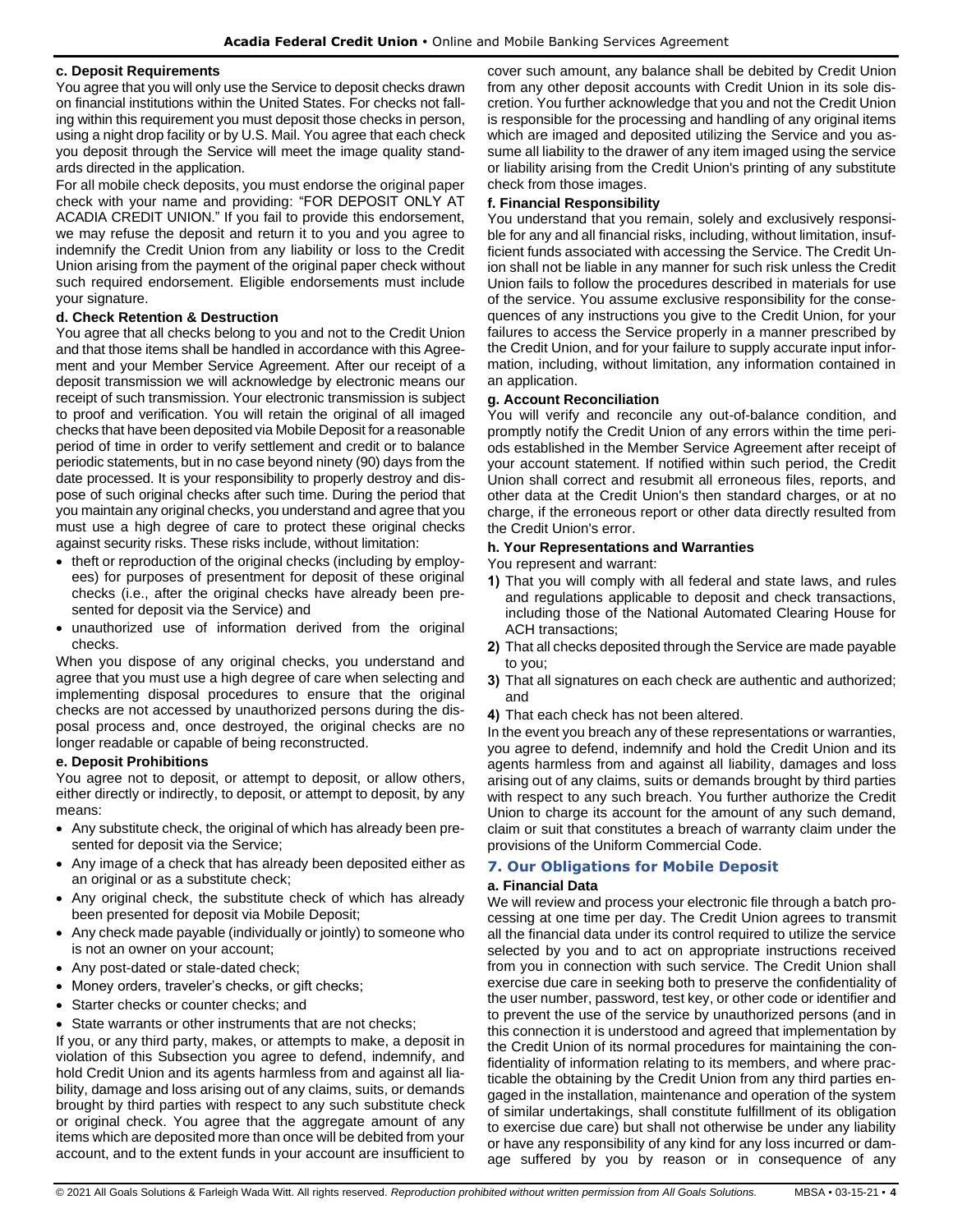#### c. Deposit Requirements

You agree that you will only use the Service to deposit checks drawn on financial institutions within the United States. For checks not falling within this requirement you must deposit those checks in person, using a night drop facility or by U.S. Mail. You agree that each check you deposit through the Service will meet the image quality standards directed in the application.

For all mobile check deposits, you must endorse the original paper check with your name and providing: "FOR DEPOSIT ONLY AT ACADIA CREDIT UNION." If you fail to provide this endorsement, we may refuse the deposit and return it to you and you agree to indemnify the Credit Union from any liability or loss to the Credit Union arising from the payment of the original paper check without such required endorsement. Eligible endorsements must include your signature.

#### d. Check Retention & Destruction

You agree that all checks belong to you and not to the Credit Union and that those items shall be handled in accordance with this Agreement and your Member Service Agreement. After our receipt of a deposit transmission we will acknowledge by electronic means our receipt of such transmission. Your electronic transmission is subject to proof and verification. You will retain the original of all imaged checks that have been deposited via Mobile Deposit for a reasonable period of time in order to verify settlement and credit or to balance periodic statements, but in no case beyond ninety (90) days from the date processed. It is your responsibility to properly destroy and dispose of such original checks after such time. During the period that you maintain any original checks, you understand and agree that you must use a high degree of care to protect these original checks against security risks. These risks include, without limitation:

- theft or reproduction of the original checks (including by employees) for purposes of presentment for deposit of these original checks (i.e., after the original checks have already been presented for deposit via the Service) and
- unauthorized use of information derived from the original checks.

When you dispose of any original checks, you understand and agree that you must use a high degree of care when selecting and implementing disposal procedures to ensure that the original checks are not accessed by unauthorized persons during the disposal process and, once destroyed, the original checks are no longer readable or capable of being reconstructed.

#### e. Deposit Prohibitions

You agree not to deposit, or attempt to deposit, or allow others, either directly or indirectly, to deposit, or attempt to deposit, by any means:

- Any substitute check, the original of which has already been presented for deposit via the Service;
- Any image of a check that has already been deposited either as an original or as a substitute check;
- Any original check, the substitute check of which has already been presented for deposit via Mobile Deposit;
- Any check made payable (individually or jointly) to someone who is not an owner on your account;
- Any post-dated or stale-dated check;
- Money orders, traveler's checks, or gift checks;
- Starter checks or counter checks; and
- State warrants or other instruments that are not checks;

If you, or any third party, makes, or attempts to make, a deposit in violation of this Subsection you agree to defend, indemnify, and hold Credit Union and its agents harmless from and against all liability, damage and loss arising out of any claims, suits, or demands brought by third parties with respect to any such substitute check or original check. You agree that the aggregate amount of any items which are deposited more than once will be debited from your account, and to the extent funds in your account are insufficient to cover such amount, any balance shall be debited by Credit Union from any other deposit accounts with Credit Union in its sole discretion. You further acknowledge that you and not the Credit Union is responsible for the processing and handling of any original items which are imaged and deposited utilizing the Service and you assume all liability to the drawer of any item imaged using the service or liability arising from the Credit Union's printing of any substitute check from those images.

#### f. Financial Responsibility

You understand that you remain, solely and exclusively responsible for any and all financial risks, including, without limitation, insufficient funds associated with accessing the Service. The Credit Union shall not be liable in any manner for such risk unless the Credit Union fails to follow the procedures described in materials for use of the service. You assume exclusive responsibility for the consequences of any instructions you give to the Credit Union, for your failures to access the Service properly in a manner prescribed by the Credit Union, and for your failure to supply accurate input information, including, without limitation, any information contained in an application.

#### g. Account Reconciliation

You will verify and reconcile any out-of-balance condition, and promptly notify the Credit Union of any errors within the time periods established in the Member Service Agreement after receipt of your account statement. If notified within such period, the Credit Union shall correct and resubmit all erroneous files, reports, and other data at the Credit Union's then standard charges, or at no charge, if the erroneous report or other data directly resulted from the Credit Union's error.

#### h. Your Representations and Warranties

You represent and warrant:

1) That you will comply with all federal and state laws, and rules and regulations applicable to deposit and check transactions, including those of the National Automated Clearing House for ACH transactions;
2) That all checks deposited through the Service are made payable to you;
3) That all signatures on each check are authentic and authorized; and
4) That each check has not been altered.

In the event you breach any of these representations or warranties, you agree to defend, indemnify and hold the Credit Union and its agents harmless from and against all liability, damages and loss arising out of any claims, suits or demands brought by third parties with respect to any such breach. You further authorize the Credit Union to charge its account for the amount of any such demand, claim or suit that constitutes a breach of warranty claim under the provisions of the Uniform Commercial Code.

### 7. Our Obligations for Mobile Deposit

#### a. Financial Data

We will review and process your electronic file through a batch processing at one time per day. The Credit Union agrees to transmit all the financial data under its control required to utilize the service selected by you and to act on appropriate instructions received from you in connection with such service. The Credit Union shall exercise due care in seeking both to preserve the confidentiality of the user number, password, test key, or other code or identifier and to prevent the use of the service by unauthorized persons (and in this connection it is understood and agreed that implementation by the Credit Union of its normal procedures for maintaining the confidentiality of information relating to its members, and where practicable the obtaining by the Credit Union from any third parties engaged in the installation, maintenance and operation of the system of similar undertakings, shall constitute fulfillment of its obligation to exercise due care) but shall not otherwise be under any liability or have any responsibility of any kind for any loss incurred or damage suffered by you by reason or in consequence of any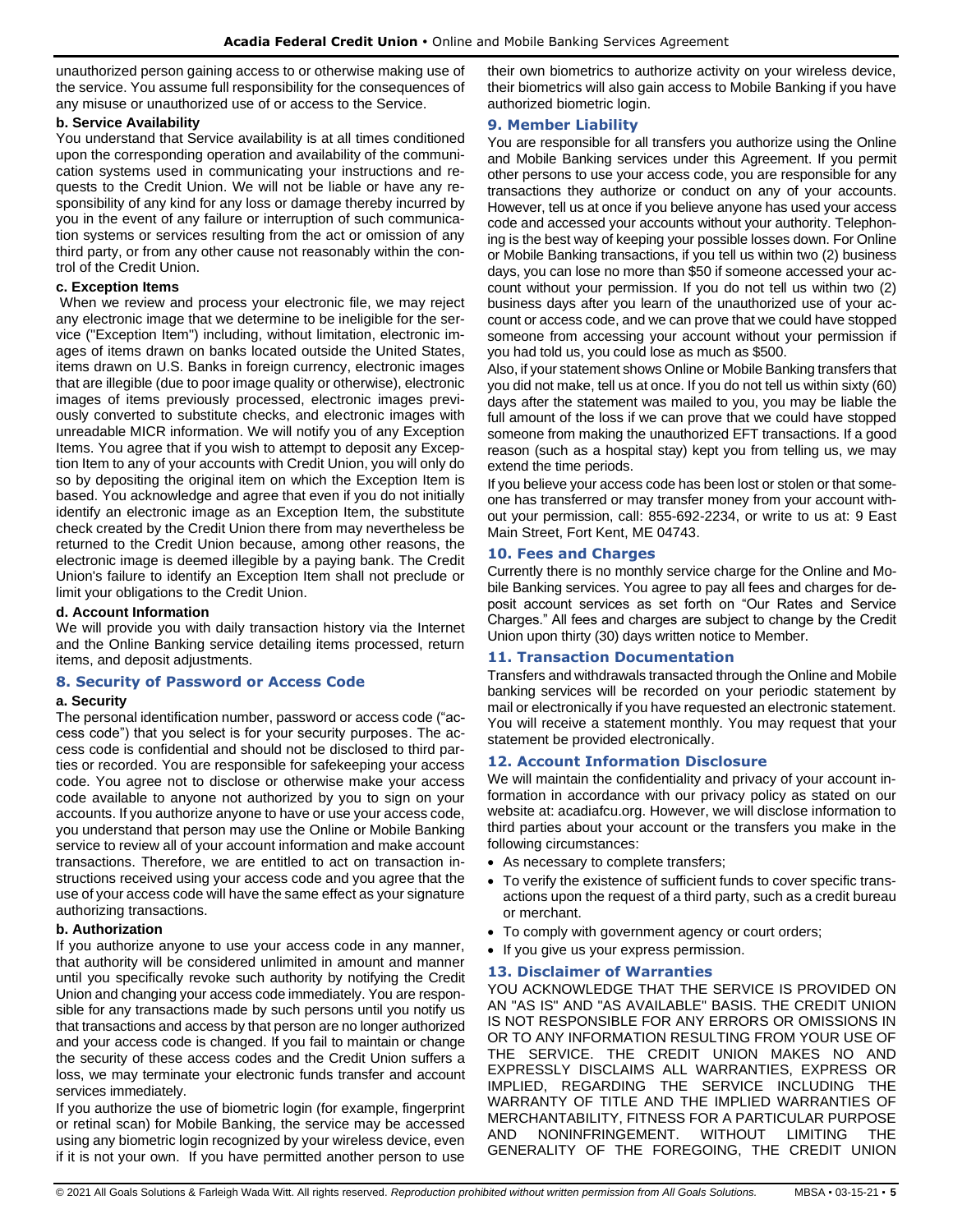unauthorized person gaining access to or otherwise making use of the service. You assume full responsibility for the consequences of any misuse or unauthorized use of or access to the Service.

**b. Service Availability**

You understand that Service availability is at all times conditioned upon the corresponding operation and availability of the communication systems used in communicating your instructions and requests to the Credit Union. We will not be liable or have any responsibility of any kind for any loss or damage thereby incurred by you in the event of any failure or interruption of such communication systems or services resulting from the act or omission of any third party, or from any other cause not reasonably within the control of the Credit Union.

**c. Exception Items**

When we review and process your electronic file, we may reject any electronic image that we determine to be ineligible for the service ("Exception Item") including, without limitation, electronic images of items drawn on banks located outside the United States, items drawn on U.S. Banks in foreign currency, electronic images that are illegible (due to poor image quality or otherwise), electronic images of items previously processed, electronic images previously converted to substitute checks, and electronic images with unreadable MICR information. We will notify you of any Exception Items. You agree that if you wish to attempt to deposit any Exception Item to any of your accounts with Credit Union, you will only do so by depositing the original item on which the Exception Item is based. You acknowledge and agree that even if you do not initially identify an electronic image as an Exception Item, the substitute check created by the Credit Union there from may nevertheless be returned to the Credit Union because, among other reasons, the electronic image is deemed illegible by a paying bank. The Credit Union's failure to identify an Exception Item shall not preclude or limit your obligations to the Credit Union.

**d. Account Information**

We will provide you with daily transaction history via the Internet and the Online Banking service detailing items processed, return items, and deposit adjustments.

## 8. Security of Password or Access Code

**a. Security**

The personal identification number, password or access code ("access code") that you select is for your security purposes. The access code is confidential and should not be disclosed to third parties or recorded. You are responsible for safekeeping your access code. You agree not to disclose or otherwise make your access code available to anyone not authorized by you to sign on your accounts. If you authorize anyone to have or use your access code, you understand that person may use the Online or Mobile Banking service to review all of your account information and make account transactions. Therefore, we are entitled to act on transaction instructions received using your access code and you agree that the use of your access code will have the same effect as your signature authorizing transactions.

**b. Authorization**

If you authorize anyone to use your access code in any manner, that authority will be considered unlimited in amount and manner until you specifically revoke such authority by notifying the Credit Union and changing your access code immediately. You are responsible for any transactions made by such persons until you notify us that transactions and access by that person are no longer authorized and your access code is changed. If you fail to maintain or change the security of these access codes and the Credit Union suffers a loss, we may terminate your electronic funds transfer and account services immediately.

If you authorize the use of biometric login (for example, fingerprint or retinal scan) for Mobile Banking, the service may be accessed using any biometric login recognized by your wireless device, even if it is not your own. If you have permitted another person to use their own biometrics to authorize activity on your wireless device, their biometrics will also gain access to Mobile Banking if you have authorized biometric login.

## 9. Member Liability

You are responsible for all transfers you authorize using the Online and Mobile Banking services under this Agreement. If you permit other persons to use your access code, you are responsible for any transactions they authorize or conduct on any of your accounts. However, tell us at once if you believe anyone has used your access code and accessed your accounts without your authority. Telephoning is the best way of keeping your possible losses down. For Online or Mobile Banking transactions, if you tell us within two (2) business days, you can lose no more than $50 if someone accessed your account without your permission. If you do not tell us within two (2) business days after you learn of the unauthorized use of your account or access code, and we can prove that we could have stopped someone from accessing your account without your permission if you had told us, you could lose as much as $500.

Also, if your statement shows Online or Mobile Banking transfers that you did not make, tell us at once. If you do not tell us within sixty (60) days after the statement was mailed to you, you may be liable the full amount of the loss if we can prove that we could have stopped someone from making the unauthorized EFT transactions. If a good reason (such as a hospital stay) kept you from telling us, we may extend the time periods.

If you believe your access code has been lost or stolen or that someone has transferred or may transfer money from your account without your permission, call: 855-692-2234, or write to us at: 9 East Main Street, Fort Kent, ME 04743.

## 10. Fees and Charges

Currently there is no monthly service charge for the Online and Mobile Banking services. You agree to pay all fees and charges for deposit account services as set forth on "Our Rates and Service Charges." All fees and charges are subject to change by the Credit Union upon thirty (30) days written notice to Member.

## 11. Transaction Documentation

Transfers and withdrawals transacted through the Online and Mobile banking services will be recorded on your periodic statement by mail or electronically if you have requested an electronic statement. You will receive a statement monthly. You may request that your statement be provided electronically.

## 12. Account Information Disclosure

We will maintain the confidentiality and privacy of your account information in accordance with our privacy policy as stated on our website at: acadiafcu.org. However, we will disclose information to third parties about your account or the transfers you make in the following circumstances:

- As necessary to complete transfers;
- To verify the existence of sufficient funds to cover specific transactions upon the request of a third party, such as a credit bureau or merchant.
- To comply with government agency or court orders;
- If you give us your express permission.

## 13. Disclaimer of Warranties

YOU ACKNOWLEDGE THAT THE SERVICE IS PROVIDED ON AN "AS IS" AND "AS AVAILABLE" BASIS. THE CREDIT UNION IS NOT RESPONSIBLE FOR ANY ERRORS OR OMISSIONS IN OR TO ANY INFORMATION RESULTING FROM YOUR USE OF THE SERVICE. THE CREDIT UNION MAKES NO AND EXPRESSLY DISCLAIMS ALL WARRANTIES, EXPRESS OR IMPLIED, REGARDING THE SERVICE INCLUDING THE WARRANTY OF TITLE AND THE IMPLIED WARRANTIES OF MERCHANTABILITY, FITNESS FOR A PARTICULAR PURPOSE AND NONINFRINGEMENT. WITHOUT LIMITING THE GENERALITY OF THE FOREGOING, THE CREDIT UNION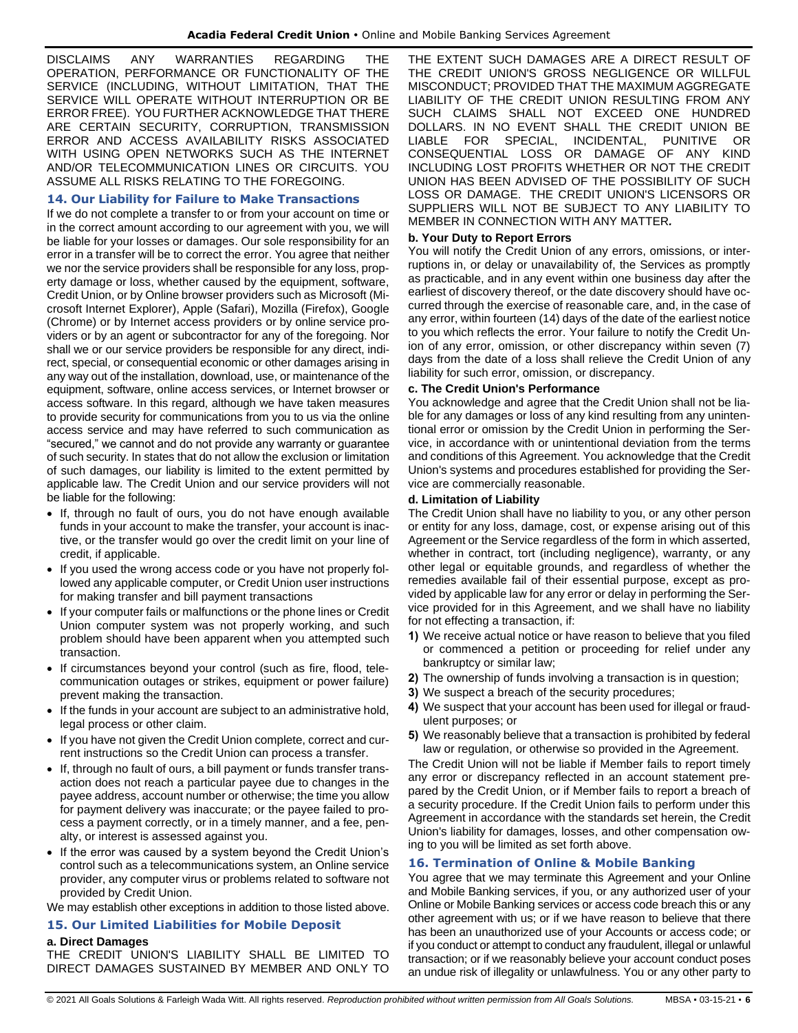DISCLAIMS ANY WARRANTIES REGARDING THE OPERATION, PERFORMANCE OR FUNCTIONALITY OF THE SERVICE (INCLUDING, WITHOUT LIMITATION, THAT THE SERVICE WILL OPERATE WITHOUT INTERRUPTION OR BE ERROR FREE). YOU FURTHER ACKNOWLEDGE THAT THERE ARE CERTAIN SECURITY, CORRUPTION, TRANSMISSION ERROR AND ACCESS AVAILABILITY RISKS ASSOCIATED WITH USING OPEN NETWORKS SUCH AS THE INTERNET AND/OR TELECOMMUNICATION LINES OR CIRCUITS. YOU ASSUME ALL RISKS RELATING TO THE FOREGOING.

## 14. Our Liability for Failure to Make Transactions

If we do not complete a transfer to or from your account on time or in the correct amount according to our agreement with you, we will be liable for your losses or damages. Our sole responsibility for an error in a transfer will be to correct the error. You agree that neither we nor the service providers shall be responsible for any loss, property damage or loss, whether caused by the equipment, software, Credit Union, or by Online browser providers such as Microsoft (Microsoft Internet Explorer), Apple (Safari), Mozilla (Firefox), Google (Chrome) or by Internet access providers or by online service providers or by an agent or subcontractor for any of the foregoing. Nor shall we or our service providers be responsible for any direct, indirect, special, or consequential economic or other damages arising in any way out of the installation, download, use, or maintenance of the equipment, software, online access services, or Internet browser or access software. In this regard, although we have taken measures to provide security for communications from you to us via the online access service and may have referred to such communication as "secured," we cannot and do not provide any warranty or guarantee of such security. In states that do not allow the exclusion or limitation of such damages, our liability is limited to the extent permitted by applicable law. The Credit Union and our service providers will not be liable for the following:

- If, through no fault of ours, you do not have enough available funds in your account to make the transfer, your account is inactive, or the transfer would go over the credit limit on your line of credit, if applicable.
- If you used the wrong access code or you have not properly followed any applicable computer, or Credit Union user instructions for making transfer and bill payment transactions
- If your computer fails or malfunctions or the phone lines or Credit Union computer system was not properly working, and such problem should have been apparent when you attempted such transaction.
- If circumstances beyond your control (such as fire, flood, telecommunication outages or strikes, equipment or power failure) prevent making the transaction.
- If the funds in your account are subject to an administrative hold, legal process or other claim.
- If you have not given the Credit Union complete, correct and current instructions so the Credit Union can process a transfer.
- If, through no fault of ours, a bill payment or funds transfer transaction does not reach a particular payee due to changes in the payee address, account number or otherwise; the time you allow for payment delivery was inaccurate; or the payee failed to process a payment correctly, or in a timely manner, and a fee, penalty, or interest is assessed against you.
- If the error was caused by a system beyond the Credit Union's control such as a telecommunications system, an Online service provider, any computer virus or problems related to software not provided by Credit Union.

We may establish other exceptions in addition to those listed above.

## 15. Our Limited Liabilities for Mobile Deposit

**a. Direct Damages**

THE CREDIT UNION'S LIABILITY SHALL BE LIMITED TO DIRECT DAMAGES SUSTAINED BY MEMBER AND ONLY TO THE EXTENT SUCH DAMAGES ARE A DIRECT RESULT OF THE CREDIT UNION'S GROSS NEGLIGENCE OR WILLFUL MISCONDUCT; PROVIDED THAT THE MAXIMUM AGGREGATE LIABILITY OF THE CREDIT UNION RESULTING FROM ANY SUCH CLAIMS SHALL NOT EXCEED ONE HUNDRED DOLLARS. IN NO EVENT SHALL THE CREDIT UNION BE LIABLE FOR SPECIAL, INCIDENTAL, PUNITIVE OR CONSEQUENTIAL LOSS OR DAMAGE OF ANY KIND INCLUDING LOST PROFITS WHETHER OR NOT THE CREDIT UNION HAS BEEN ADVISED OF THE POSSIBILITY OF SUCH LOSS OR DAMAGE. THE CREDIT UNION'S LICENSORS OR SUPPLIERS WILL NOT BE SUBJECT TO ANY LIABILITY TO MEMBER IN CONNECTION WITH ANY MATTER**.**

**b. Your Duty to Report Errors**

You will notify the Credit Union of any errors, omissions, or interruptions in, or delay or unavailability of, the Services as promptly as practicable, and in any event within one business day after the earliest of discovery thereof, or the date discovery should have occurred through the exercise of reasonable care, and, in the case of any error, within fourteen (14) days of the date of the earliest notice to you which reflects the error. Your failure to notify the Credit Union of any error, omission, or other discrepancy within seven (7) days from the date of a loss shall relieve the Credit Union of any liability for such error, omission, or discrepancy.

**c. The Credit Union's Performance**

You acknowledge and agree that the Credit Union shall not be liable for any damages or loss of any kind resulting from any unintentional error or omission by the Credit Union in performing the Service, in accordance with or unintentional deviation from the terms and conditions of this Agreement. You acknowledge that the Credit Union's systems and procedures established for providing the Service are commercially reasonable.

**d. Limitation of Liability**

The Credit Union shall have no liability to you, or any other person or entity for any loss, damage, cost, or expense arising out of this Agreement or the Service regardless of the form in which asserted, whether in contract, tort (including negligence), warranty, or any other legal or equitable grounds, and regardless of whether the remedies available fail of their essential purpose, except as provided by applicable law for any error or delay in performing the Service provided for in this Agreement, and we shall have no liability for not effecting a transaction, if:

1) We receive actual notice or have reason to believe that you filed or commenced a petition or proceeding for relief under any bankruptcy or similar law;
2) The ownership of funds involving a transaction is in question;
3) We suspect a breach of the security procedures;
4) We suspect that your account has been used for illegal or fraudulent purposes; or
5) We reasonably believe that a transaction is prohibited by federal law or regulation, or otherwise so provided in the Agreement.

The Credit Union will not be liable if Member fails to report timely any error or discrepancy reflected in an account statement prepared by the Credit Union, or if Member fails to report a breach of a security procedure. If the Credit Union fails to perform under this Agreement in accordance with the standards set herein, the Credit Union's liability for damages, losses, and other compensation owing to you will be limited as set forth above.

## 16. Termination of Online & Mobile Banking

You agree that we may terminate this Agreement and your Online and Mobile Banking services, if you, or any authorized user of your Online or Mobile Banking services or access code breach this or any other agreement with us; or if we have reason to believe that there has been an unauthorized use of your Accounts or access code; or if you conduct or attempt to conduct any fraudulent, illegal or unlawful transaction; or if we reasonably believe your account conduct poses an undue risk of illegality or unlawfulness. You or any other party to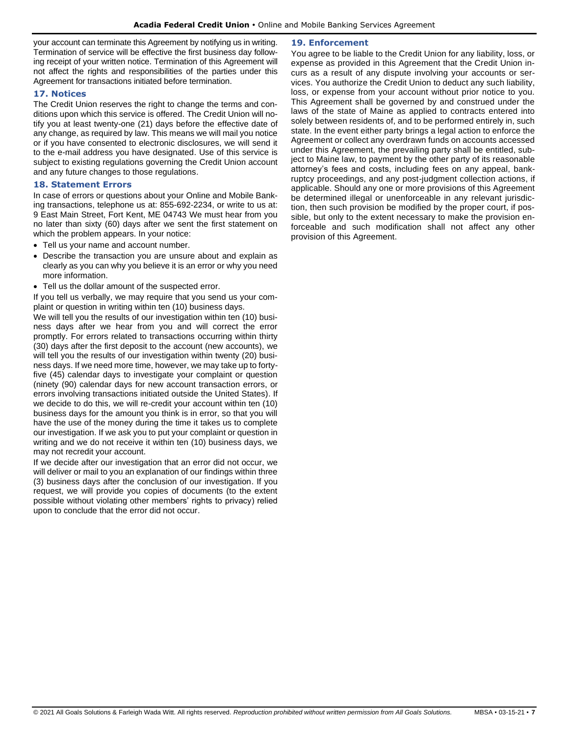your account can terminate this Agreement by notifying us in writing. Termination of service will be effective the first business day following receipt of your written notice. Termination of this Agreement will not affect the rights and responsibilities of the parties under this Agreement for transactions initiated before termination.

### 17. Notices

The Credit Union reserves the right to change the terms and conditions upon which this service is offered. The Credit Union will notify you at least twenty-one (21) days before the effective date of any change, as required by law. This means we will mail you notice or if you have consented to electronic disclosures, we will send it to the e-mail address you have designated. Use of this service is subject to existing regulations governing the Credit Union account and any future changes to those regulations.

### 18. Statement Errors

In case of errors or questions about your Online and Mobile Banking transactions, telephone us at: 855-692-2234, or write to us at: 9 East Main Street, Fort Kent, ME 04743 We must hear from you no later than sixty (60) days after we sent the first statement on which the problem appears. In your notice:

- Tell us your name and account number.
- Describe the transaction you are unsure about and explain as clearly as you can why you believe it is an error or why you need more information.
- Tell us the dollar amount of the suspected error.

If you tell us verbally, we may require that you send us your complaint or question in writing within ten (10) business days.

We will tell you the results of our investigation within ten (10) business days after we hear from you and will correct the error promptly. For errors related to transactions occurring within thirty (30) days after the first deposit to the account (new accounts), we will tell you the results of our investigation within twenty (20) business days. If we need more time, however, we may take up to forty-five (45) calendar days to investigate your complaint or question (ninety (90) calendar days for new account transaction errors, or errors involving transactions initiated outside the United States). If we decide to do this, we will re-credit your account within ten (10) business days for the amount you think is in error, so that you will have the use of the money during the time it takes us to complete our investigation. If we ask you to put your complaint or question in writing and we do not receive it within ten (10) business days, we may not recredit your account.

If we decide after our investigation that an error did not occur, we will deliver or mail to you an explanation of our findings within three (3) business days after the conclusion of our investigation. If you request, we will provide you copies of documents (to the extent possible without violating other members' rights to privacy) relied upon to conclude that the error did not occur.

### 19. Enforcement

You agree to be liable to the Credit Union for any liability, loss, or expense as provided in this Agreement that the Credit Union incurs as a result of any dispute involving your accounts or services. You authorize the Credit Union to deduct any such liability, loss, or expense from your account without prior notice to you. This Agreement shall be governed by and construed under the laws of the state of Maine as applied to contracts entered into solely between residents of, and to be performed entirely in, such state. In the event either party brings a legal action to enforce the Agreement or collect any overdrawn funds on accounts accessed under this Agreement, the prevailing party shall be entitled, subject to Maine law, to payment by the other party of its reasonable attorney's fees and costs, including fees on any appeal, bankruptcy proceedings, and any post-judgment collection actions, if applicable. Should any one or more provisions of this Agreement be determined illegal or unenforceable in any relevant jurisdiction, then such provision be modified by the proper court, if possible, but only to the extent necessary to make the provision enforceable and such modification shall not affect any other provision of this Agreement.